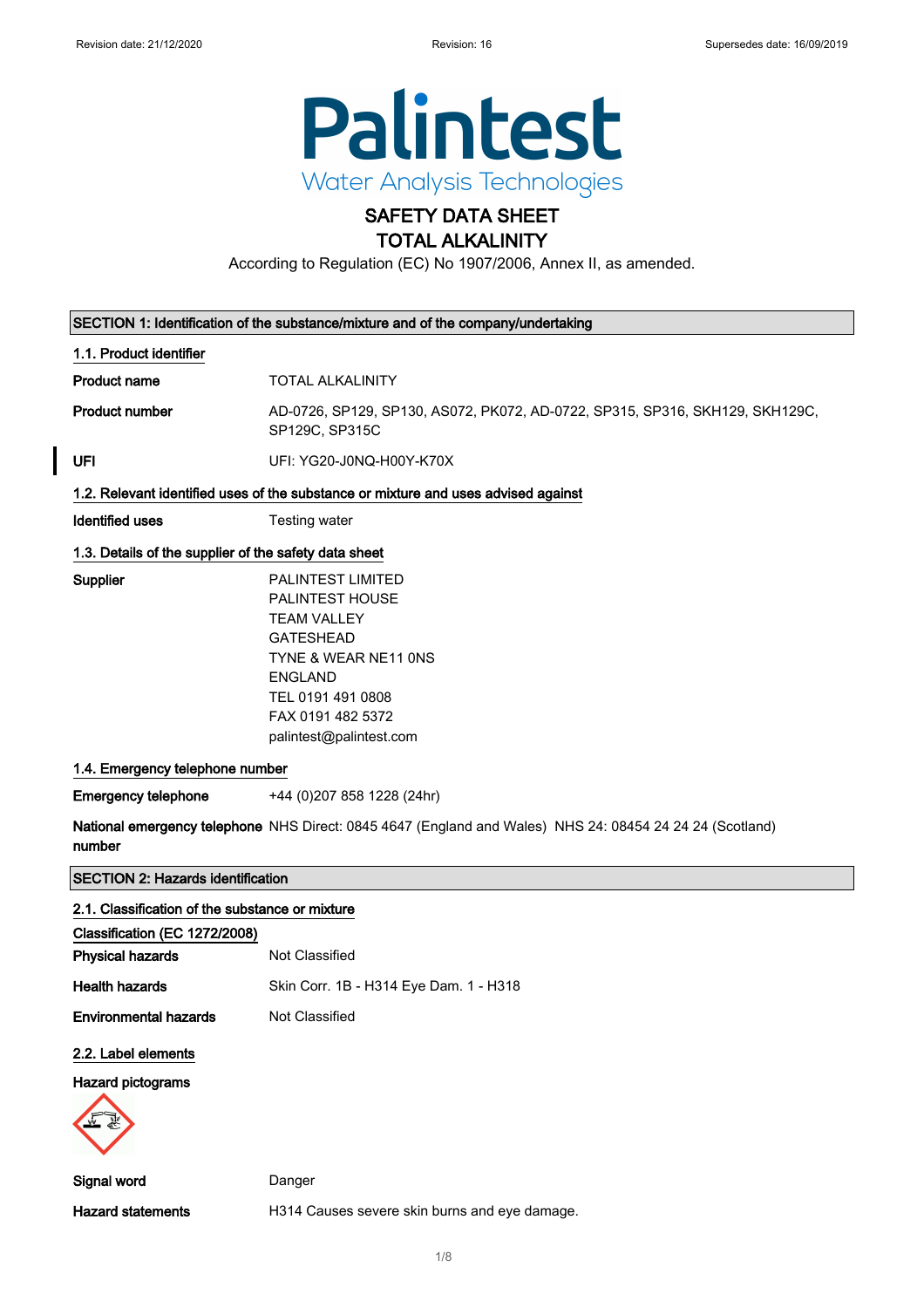Revision date: 21/12/2020 Revision: 16 Supersedes date: 16/09/2019

Palintest
Water Analysis Technologies

# SAFETY DATA SHEET
# TOTAL ALKALINITY

According to Regulation (EC) No 1907/2006, Annex II, as amended.

## SECTION 1: Identification of the substance/mixture and of the company/undertaking

### 1.1. Product identifier

**Product name** TOTAL ALKALINITY

**Product number** AD-0726, SP129, SP130, AS072, PK072, AD-0722, SP315, SP316, SKH129, SKH129C, SP129C, SP315C

**UFI** UFI: YG20-J0NQ-H00Y-K70X

### 1.2. Relevant identified uses of the substance or mixture and uses advised against

**Identified uses** Testing water

### 1.3. Details of the supplier of the safety data sheet

**Supplier**
PALINTEST LIMITED
PALINTEST HOUSE
TEAM VALLEY
GATESHEAD
TYNE & WEAR NE11 0NS
ENGLAND
TEL 0191 491 0808
FAX 0191 482 5372
palintest@palintest.com

### 1.4. Emergency telephone number

**Emergency telephone** +44 (0)207 858 1228 (24hr)

**National emergency telephone number** NHS Direct: 0845 4647 (England and Wales) NHS 24: 08454 24 24 24 (Scotland)

## SECTION 2: Hazards identification

### 2.1. Classification of the substance or mixture

**Classification (EC 1272/2008)**

**Physical hazards** Not Classified

**Health hazards** Skin Corr. 1B - H314 Eye Dam. 1 - H318

**Environmental hazards** Not Classified

### 2.2. Label elements

**Hazard pictograms**

**Signal word** Danger

**Hazard statements** H314 Causes severe skin burns and eye damage.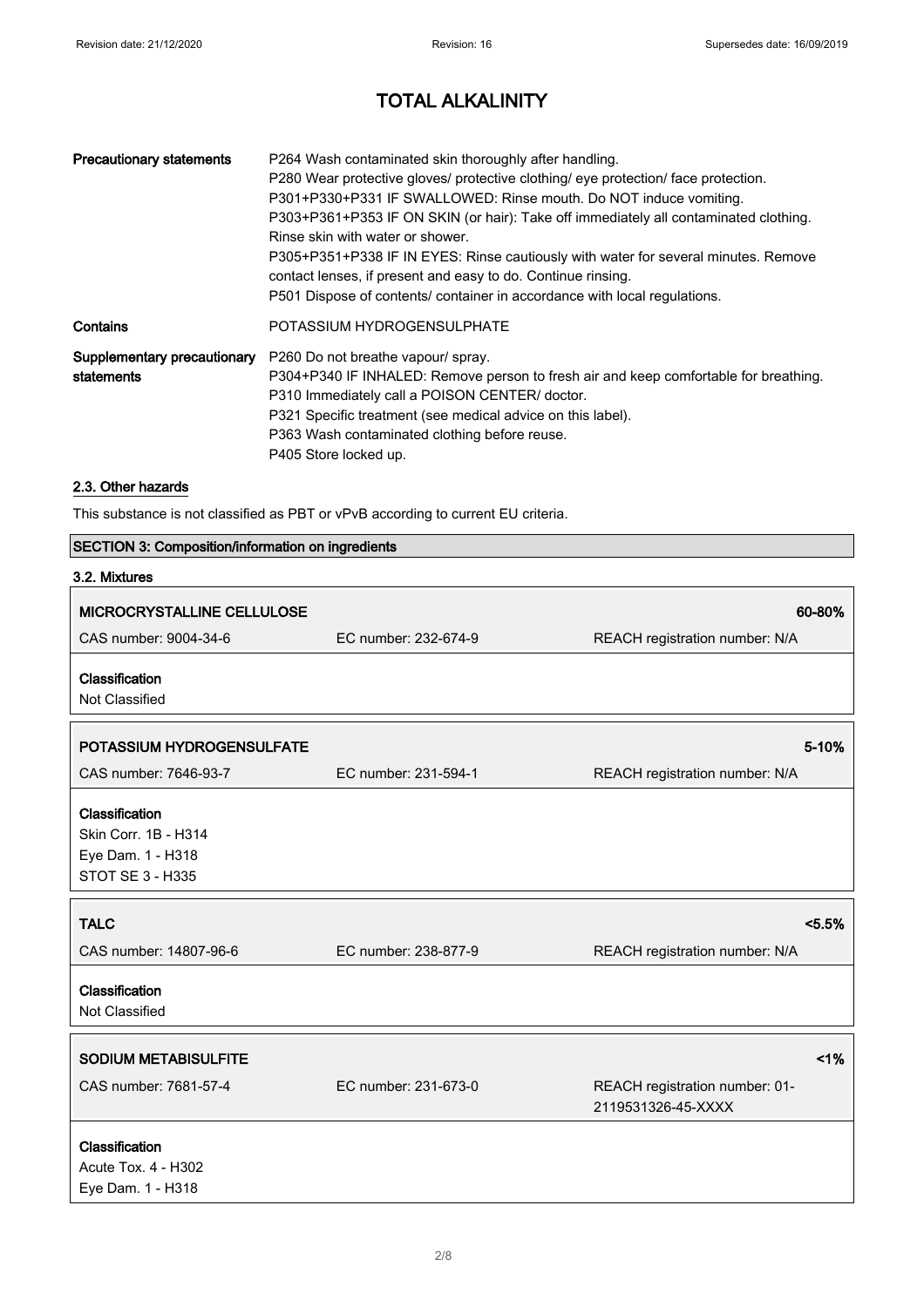| | |
|---|---|
| **Precautionary statements** | P264 Wash contaminated skin thoroughly after handling.<br>P280 Wear protective gloves/ protective clothing/ eye protection/ face protection.<br>P301+P330+P331 IF SWALLOWED: Rinse mouth. Do NOT induce vomiting.<br>P303+P361+P353 IF ON SKIN (or hair): Take off immediately all contaminated clothing. Rinse skin with water or shower.<br>P305+P351+P338 IF IN EYES: Rinse cautiously with water for several minutes. Remove contact lenses, if present and easy to do. Continue rinsing.<br>P501 Dispose of contents/ container in accordance with local regulations. |
| **Contains** | POTASSIUM HYDROGENSULPHATE |
| **Supplementary precautionary statements** | P260 Do not breathe vapour/ spray.<br>P304+P340 IF INHALED: Remove person to fresh air and keep comfortable for breathing.<br>P310 Immediately call a POISON CENTER/ doctor.<br>P321 Specific treatment (see medical advice on this label).<br>P363 Wash contaminated clothing before reuse.<br>P405 Store locked up. |

## 2.3. Other hazards

This substance is not classified as PBT or vPvB according to current EU criteria.

## SECTION 3: Composition/information on ingredients

### 3.2. Mixtures

| **MICROCRYSTALLINE CELLULOSE** | | **60-80%** |
|---|---|---|
| CAS number: 9004-34-6 | EC number: 232-674-9 | REACH registration number: N/A |

**Classification**
Not Classified

| **POTASSIUM HYDROGENSULFATE** | | **5-10%** |
|---|---|---|
| CAS number: 7646-93-7 | EC number: 231-594-1 | REACH registration number: N/A |

**Classification**
Skin Corr. 1B - H314
Eye Dam. 1 - H318
STOT SE 3 - H335

| **TALC** | | **<5.5%** |
|---|---|---|
| CAS number: 14807-96-6 | EC number: 238-877-9 | REACH registration number: N/A |

**Classification**
Not Classified

| **SODIUM METABISULFITE** | | **<1%** |
|---|---|---|
| CAS number: 7681-57-4 | EC number: 231-673-0 | REACH registration number: 01-2119531326-45-XXXX |

**Classification**
Acute Tox. 4 - H302
Eye Dam. 1 - H318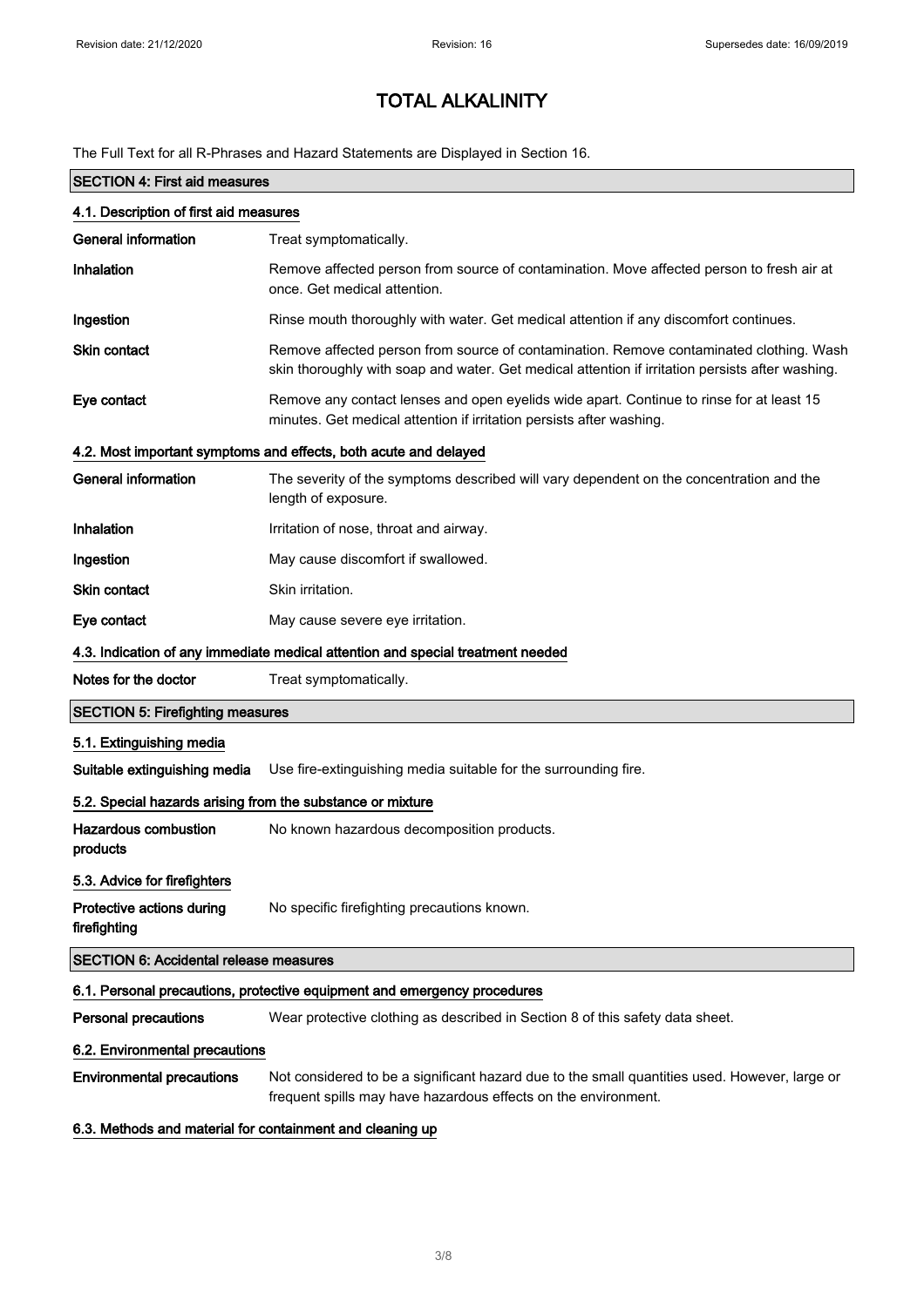# TOTAL ALKALINITY

The Full Text for all R-Phrases and Hazard Statements are Displayed in Section 16.

## SECTION 4: First aid measures

### 4.1. Description of first aid measures

| | |
|---|---|
| **General information** | Treat symptomatically. |
| **Inhalation** | Remove affected person from source of contamination. Move affected person to fresh air at once. Get medical attention. |
| **Ingestion** | Rinse mouth thoroughly with water. Get medical attention if any discomfort continues. |
| **Skin contact** | Remove affected person from source of contamination. Remove contaminated clothing. Wash skin thoroughly with soap and water. Get medical attention if irritation persists after washing. |
| **Eye contact** | Remove any contact lenses and open eyelids wide apart. Continue to rinse for at least 15 minutes. Get medical attention if irritation persists after washing. |

### 4.2. Most important symptoms and effects, both acute and delayed

| | |
|---|---|
| **General information** | The severity of the symptoms described will vary dependent on the concentration and the length of exposure. |
| **Inhalation** | Irritation of nose, throat and airway. |
| **Ingestion** | May cause discomfort if swallowed. |
| **Skin contact** | Skin irritation. |
| **Eye contact** | May cause severe eye irritation. |

### 4.3. Indication of any immediate medical attention and special treatment needed

| | |
|---|---|
| **Notes for the doctor** | Treat symptomatically. |

## SECTION 5: Firefighting measures

### 5.1. Extinguishing media

| | |
|---|---|
| **Suitable extinguishing media** | Use fire-extinguishing media suitable for the surrounding fire. |

### 5.2. Special hazards arising from the substance or mixture

| | |
|---|---|
| **Hazardous combustion products** | No known hazardous decomposition products. |

### 5.3. Advice for firefighters

| | |
|---|---|
| **Protective actions during firefighting** | No specific firefighting precautions known. |

## SECTION 6: Accidental release measures

### 6.1. Personal precautions, protective equipment and emergency procedures

| | |
|---|---|
| **Personal precautions** | Wear protective clothing as described in Section 8 of this safety data sheet. |

### 6.2. Environmental precautions

| | |
|---|---|
| **Environmental precautions** | Not considered to be a significant hazard due to the small quantities used. However, large or frequent spills may have hazardous effects on the environment. |

### 6.3. Methods and material for containment and cleaning up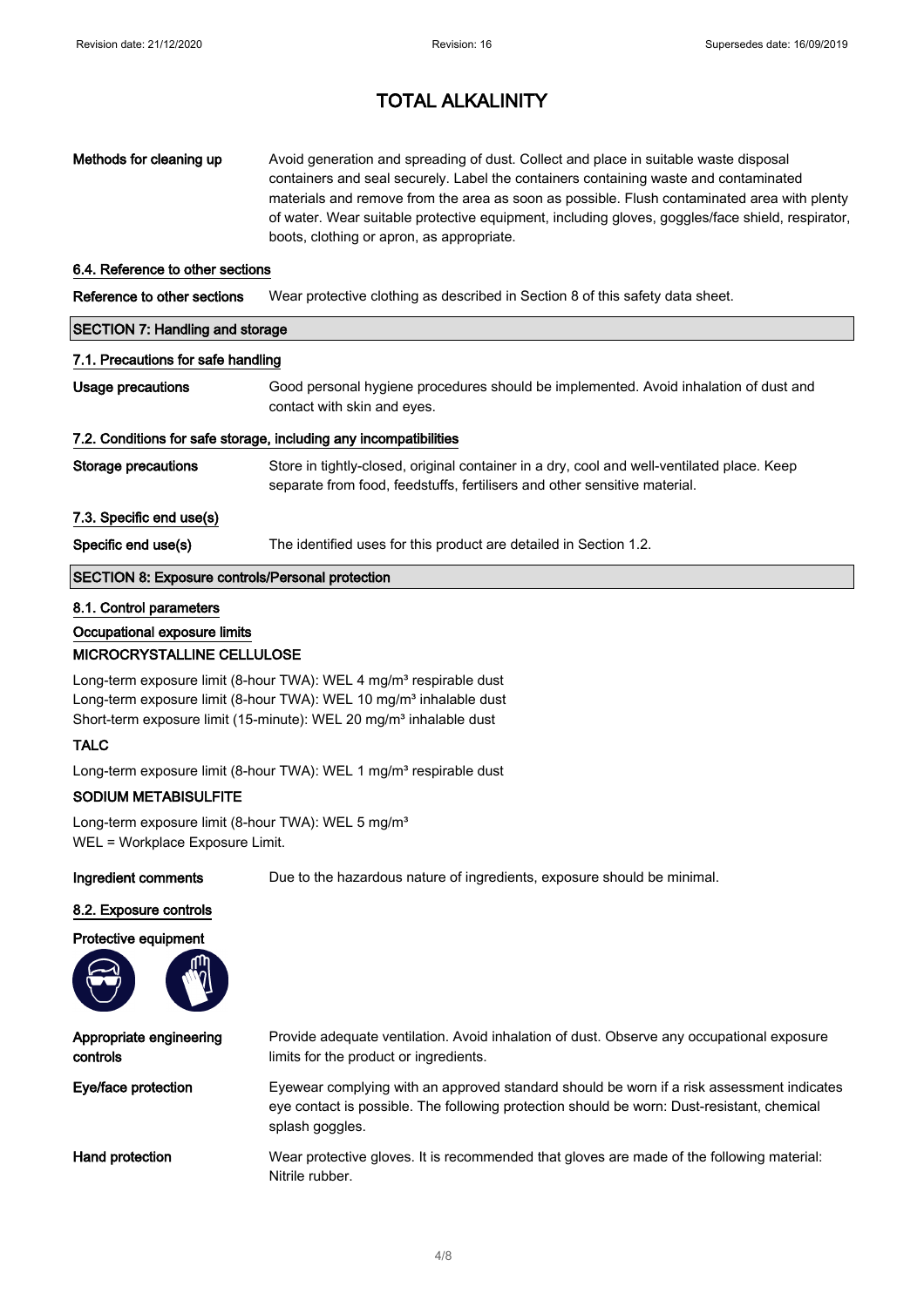# TOTAL ALKALINITY

**Methods for cleaning up** Avoid generation and spreading of dust. Collect and place in suitable waste disposal containers and seal securely. Label the containers containing waste and contaminated materials and remove from the area as soon as possible. Flush contaminated area with plenty of water. Wear suitable protective equipment, including gloves, goggles/face shield, respirator, boots, clothing or apron, as appropriate.

### 6.4. Reference to other sections

**Reference to other sections** Wear protective clothing as described in Section 8 of this safety data sheet.

## SECTION 7: Handling and storage

### 7.1. Precautions for safe handling

**Usage precautions** Good personal hygiene procedures should be implemented. Avoid inhalation of dust and contact with skin and eyes.

### 7.2. Conditions for safe storage, including any incompatibilities

**Storage precautions** Store in tightly-closed, original container in a dry, cool and well-ventilated place. Keep separate from food, feedstuffs, fertilisers and other sensitive material.

### 7.3. Specific end use(s)

**Specific end use(s)** The identified uses for this product are detailed in Section 1.2.

## SECTION 8: Exposure controls/Personal protection

### 8.1. Control parameters

**Occupational exposure limits**

**MICROCRYSTALLINE CELLULOSE**

Long-term exposure limit (8-hour TWA): WEL 4 mg/m³ respirable dust
Long-term exposure limit (8-hour TWA): WEL 10 mg/m³ inhalable dust
Short-term exposure limit (15-minute): WEL 20 mg/m³ inhalable dust

**TALC**

Long-term exposure limit (8-hour TWA): WEL 1 mg/m³ respirable dust

**SODIUM METABISULFITE**

Long-term exposure limit (8-hour TWA): WEL 5 mg/m³
WEL = Workplace Exposure Limit.

**Ingredient comments** Due to the hazardous nature of ingredients, exposure should be minimal.

### 8.2. Exposure controls

**Protective equipment**

**Appropriate engineering controls** Provide adequate ventilation. Avoid inhalation of dust. Observe any occupational exposure limits for the product or ingredients.

**Eye/face protection** Eyewear complying with an approved standard should be worn if a risk assessment indicates eye contact is possible. The following protection should be worn: Dust-resistant, chemical splash goggles.

**Hand protection** Wear protective gloves. It is recommended that gloves are made of the following material: Nitrile rubber.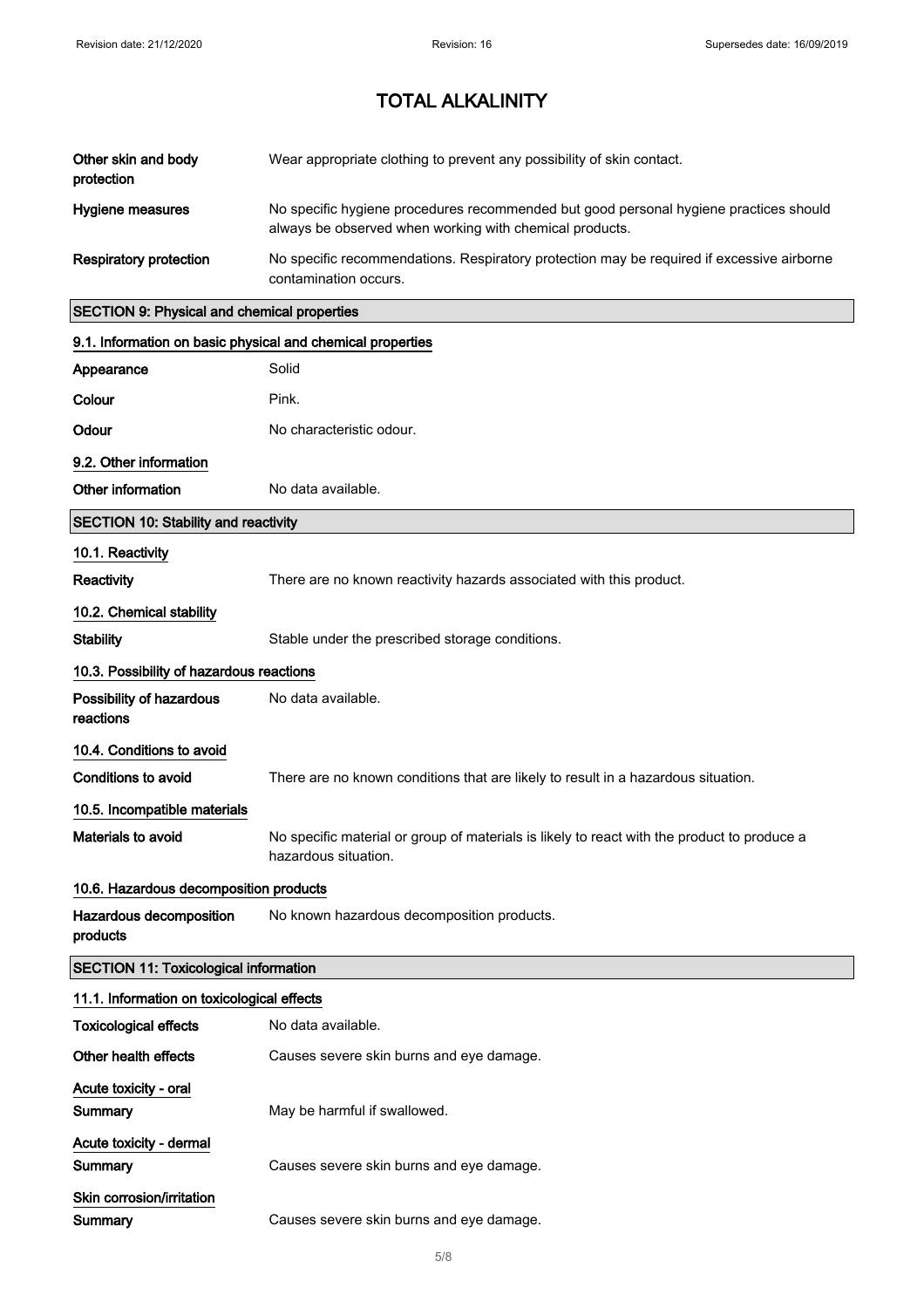# TOTAL ALKALINITY

| | |
|---|---|
| **Other skin and body protection** | Wear appropriate clothing to prevent any possibility of skin contact. |
| **Hygiene measures** | No specific hygiene procedures recommended but good personal hygiene practices should always be observed when working with chemical products. |
| **Respiratory protection** | No specific recommendations. Respiratory protection may be required if excessive airborne contamination occurs. |

## SECTION 9: Physical and chemical properties

### 9.1. Information on basic physical and chemical properties

| | |
|---|---|
| **Appearance** | Solid |
| **Colour** | Pink. |
| **Odour** | No characteristic odour. |

### 9.2. Other information

| | |
|---|---|
| **Other information** | No data available. |

## SECTION 10: Stability and reactivity

### 10.1. Reactivity

| | |
|---|---|
| **Reactivity** | There are no known reactivity hazards associated with this product. |

### 10.2. Chemical stability

| | |
|---|---|
| **Stability** | Stable under the prescribed storage conditions. |

### 10.3. Possibility of hazardous reactions

| | |
|---|---|
| **Possibility of hazardous reactions** | No data available. |

### 10.4. Conditions to avoid

| | |
|---|---|
| **Conditions to avoid** | There are no known conditions that are likely to result in a hazardous situation. |

### 10.5. Incompatible materials

| | |
|---|---|
| **Materials to avoid** | No specific material or group of materials is likely to react with the product to produce a hazardous situation. |

### 10.6. Hazardous decomposition products

| | |
|---|---|
| **Hazardous decomposition products** | No known hazardous decomposition products. |

## SECTION 11: Toxicological information

### 11.1. Information on toxicological effects

| | |
|---|---|
| **Toxicological effects** | No data available. |
| **Other health effects** | Causes severe skin burns and eye damage. |

**Acute toxicity - oral**

| | |
|---|---|
| **Summary** | May be harmful if swallowed. |

**Acute toxicity - dermal**

| | |
|---|---|
| **Summary** | Causes severe skin burns and eye damage. |

**Skin corrosion/irritation**

| | |
|---|---|
| **Summary** | Causes severe skin burns and eye damage. |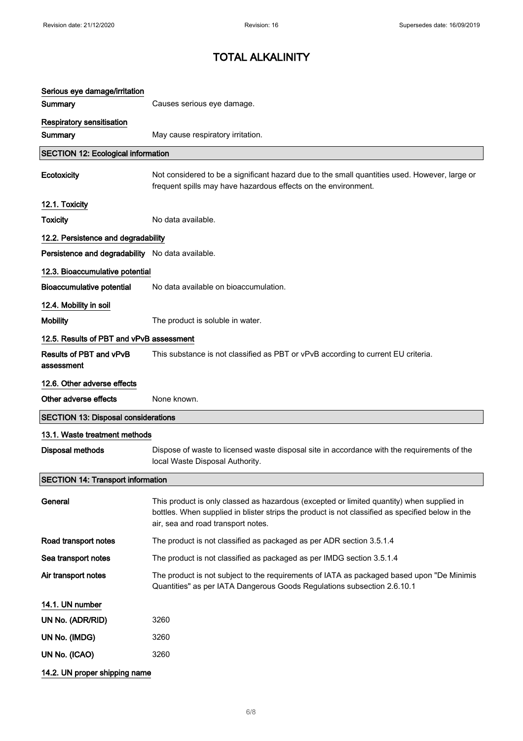# TOTAL ALKALINITY

**Serious eye damage/irritation**

**Summary** Causes serious eye damage.

**Respiratory sensitisation**

**Summary** May cause respiratory irritation.

## SECTION 12: Ecological information

**Ecotoxicity** Not considered to be a significant hazard due to the small quantities used. However, large or frequent spills may have hazardous effects on the environment.

### 12.1. Toxicity

**Toxicity** No data available.

### 12.2. Persistence and degradability

**Persistence and degradability** No data available.

### 12.3. Bioaccumulative potential

**Bioaccumulative potential** No data available on bioaccumulation.

### 12.4. Mobility in soil

**Mobility** The product is soluble in water.

### 12.5. Results of PBT and vPvB assessment

**Results of PBT and vPvB assessment** This substance is not classified as PBT or vPvB according to current EU criteria.

### 12.6. Other adverse effects

**Other adverse effects** None known.

## SECTION 13: Disposal considerations

### 13.1. Waste treatment methods

**Disposal methods** Dispose of waste to licensed waste disposal site in accordance with the requirements of the local Waste Disposal Authority.

## SECTION 14: Transport information

**General** This product is only classed as hazardous (excepted or limited quantity) when supplied in bottles. When supplied in blister strips the product is not classified as specified below in the air, sea and road transport notes.

**Road transport notes** The product is not classified as packaged as per ADR section 3.5.1.4

**Sea transport notes** The product is not classified as packaged as per IMDG section 3.5.1.4

**Air transport notes** The product is not subject to the requirements of IATA as packaged based upon "De Minimis Quantities" as per IATA Dangerous Goods Regulations subsection 2.6.10.1

### 14.1. UN number

**UN No. (ADR/RID)** 3260

**UN No. (IMDG)** 3260

**UN No. (ICAO)** 3260

### 14.2. UN proper shipping name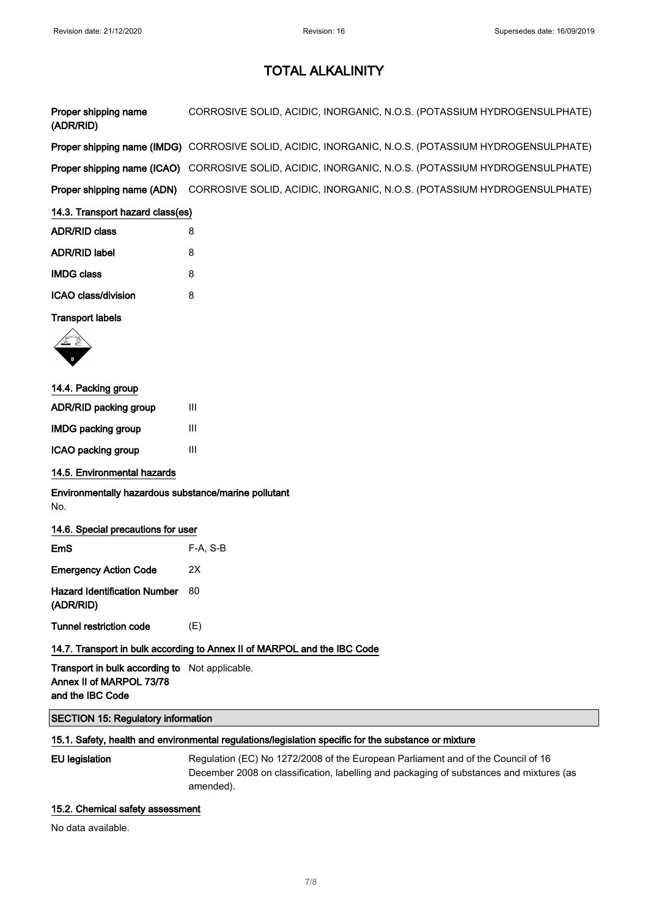# TOTAL ALKALINITY

| | |
|---|---|
| **Proper shipping name (ADR/RID)** | CORROSIVE SOLID, ACIDIC, INORGANIC, N.O.S. (POTASSIUM HYDROGENSULPHATE) |
| **Proper shipping name (IMDG)** | CORROSIVE SOLID, ACIDIC, INORGANIC, N.O.S. (POTASSIUM HYDROGENSULPHATE) |
| **Proper shipping name (ICAO)** | CORROSIVE SOLID, ACIDIC, INORGANIC, N.O.S. (POTASSIUM HYDROGENSULPHATE) |
| **Proper shipping name (ADN)** | CORROSIVE SOLID, ACIDIC, INORGANIC, N.O.S. (POTASSIUM HYDROGENSULPHATE) |

### 14.3. Transport hazard class(es)

| | |
|---|---|
| **ADR/RID class** | 8 |
| **ADR/RID label** | 8 |
| **IMDG class** | 8 |
| **ICAO class/division** | 8 |

**Transport labels**

### 14.4. Packing group

| | |
|---|---|
| **ADR/RID packing group** | III |
| **IMDG packing group** | III |
| **ICAO packing group** | III |

### 14.5. Environmental hazards

**Environmentally hazardous substance/marine pollutant**

No.

### 14.6. Special precautions for user

| | |
|---|---|
| **EmS** | F-A, S-B |
| **Emergency Action Code** | 2X |
| **Hazard Identification Number (ADR/RID)** | 80 |
| **Tunnel restriction code** | (E) |

### 14.7. Transport in bulk according to Annex II of MARPOL and the IBC Code

| | |
|---|---|
| **Transport in bulk according to Annex II of MARPOL 73/78 and the IBC Code** | Not applicable. |

## SECTION 15: Regulatory information

### 15.1. Safety, health and environmental regulations/legislation specific for the substance or mixture

| | |
|---|---|
| **EU legislation** | Regulation (EC) No 1272/2008 of the European Parliament and of the Council of 16 December 2008 on classification, labelling and packaging of substances and mixtures (as amended). |

### 15.2. Chemical safety assessment

No data available.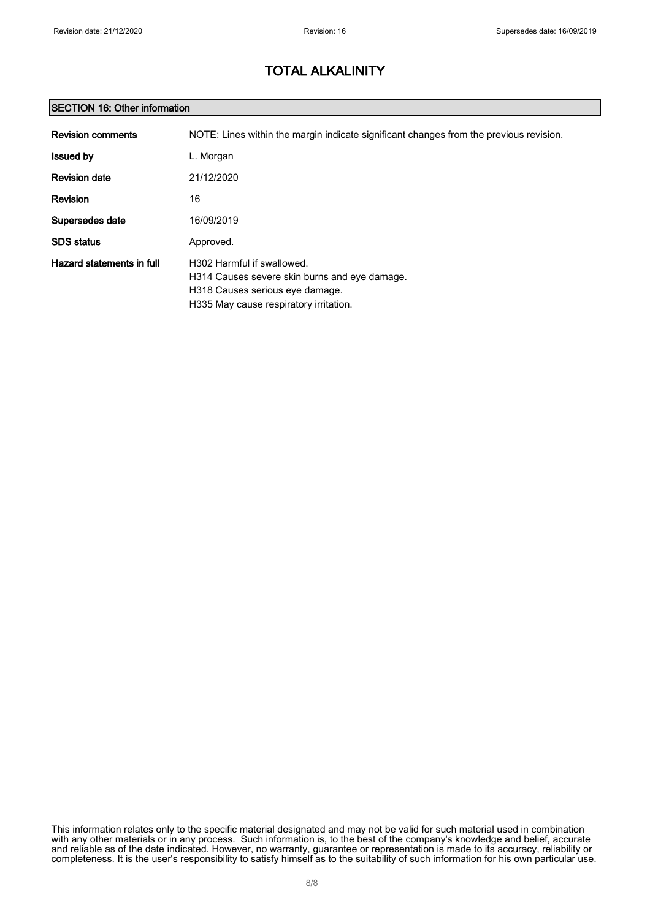# TOTAL ALKALINITY

## SECTION 16: Other information

| | |
|---|---|
| **Revision comments** | NOTE: Lines within the margin indicate significant changes from the previous revision. |
| **Issued by** | L. Morgan |
| **Revision date** | 21/12/2020 |
| **Revision** | 16 |
| **Supersedes date** | 16/09/2019 |
| **SDS status** | Approved. |
| **Hazard statements in full** | H302 Harmful if swallowed.<br>H314 Causes severe skin burns and eye damage.<br>H318 Causes serious eye damage.<br>H335 May cause respiratory irritation. |

This information relates only to the specific material designated and may not be valid for such material used in combination with any other materials or in any process. Such information is, to the best of the company's knowledge and belief, accurate and reliable as of the date indicated. However, no warranty, guarantee or representation is made to its accuracy, reliability or completeness. It is the user's responsibility to satisfy himself as to the suitability of such information for his own particular use.